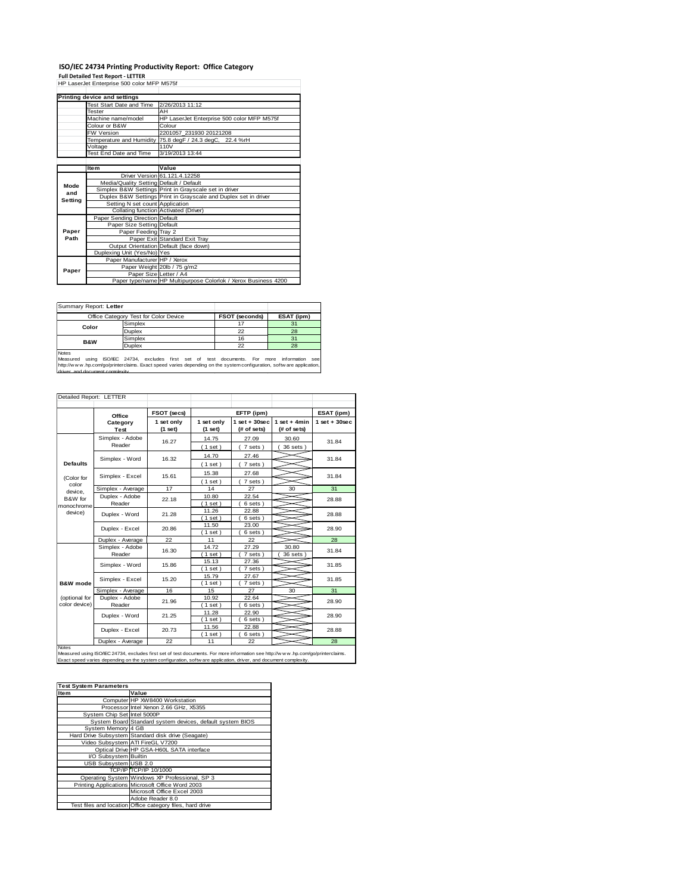# ISO/IEC 24734 Printing Productivity Report: Office Category

**Full Detailed Test Report - LETTER**

HP LaserJet Enterprise 500 color MFP M575f

| Printing device and settings | |
|---|---|
| Test Start Date and Time | 2/26/2013 11:12 |
| Tester | AH |
| Machine name/model | HP LaserJet Enterprise 500 color MFP M575f |
| Colour or B&W | Colour |
| FW Version | 2201057_231930 20121208 |
| Temperature and Humidity | 75.8 degF / 24.3 degC, 22.4 %rH |
| Voltage | 110V |
| Test End Date and Time | 3/19/2013 13:44 |

| | Item | Value |
|---|---|---|
| Mode and Setting | Driver Version | 61.121.4.12258 |
| | Media/Quality Setting | Default / Default |
| | Simplex B&W Settings | Print in Grayscale set in driver |
| | Duplex B&W Settings | Print in Grayscale and Duplex set in driver |
| | Setting N set count | Application |
| | Collating function | Activated (Driver) |
| Paper Path | Paper Sending Direction | Default |
| | Paper Size Setting | Default |
| | Paper Feeding | Tray 2 |
| | Paper Exit | Standard Exit Tray |
| | Output Orientation | Default (face down) |
| | Duplexing Unit (Yes/No) | Yes |
| Paper | Paper Manufacturer | HP / Xerox |
| | Paper Weight | 20lb / 75 g/m2 |
| | Paper Size | Letter / A4 |
| | Paper type/name | HP Multipurpose Colorlok / Xerox Business 4200 |

Summary Report: **Letter**

| Office Category Test for Color Device | | FSOT (seconds) | ESAT (ipm) |
|---|---|---|---|
| Color | Simplex | 17 | 31 |
| | Duplex | 22 | 28 |
| B&W | Simplex | 16 | 31 |
| | Duplex | 22 | 28 |

Notes
Measured using ISO/IEC 24734, excludes first set of test documents. For more information see http://www.hp.com/go/printerclaims. Exact speed varies depending on the system configuration, software application, driver, and document complexity.

Detailed Report: LETTER

| | Office Category Test | FSOT (secs) 1 set only (1 set) | EFTP (ipm) 1 set only (1 set) | EFTP (ipm) 1 set + 30sec (# of sets) | EFTP (ipm) 1 set + 4min (# of sets) | ESAT (ipm) 1 set + 30sec |
|---|---|---|---|---|---|---|
| Defaults (Color for color device, B&W for monochrome device) | Simplex - Adobe Reader | 16.27 | 14.75 (1 set) | 27.09 (7 sets) | 30.60 (36 sets) | 31.84 |
| | Simplex - Word | 16.32 | 14.70 (1 set) | 27.46 (7 sets) | | 31.84 |
| | Simplex - Excel | 15.61 | 15.38 (1 set) | 27.68 (7 sets) | | 31.84 |
| | Simplex - Average | 17 | 14 | 27 | 30 | 31 |
| | Duplex - Adobe Reader | 22.18 | 10.80 (1 set) | 22.54 (6 sets) | | 28.88 |
| | Duplex - Word | 21.28 | 11.26 (1 set) | 22.88 (6 sets) | | 28.88 |
| | Duplex - Excel | 20.86 | 11.50 (1 set) | 23.00 (6 sets) | | 28.90 |
| | Duplex - Average | 22 | 11 | 22 | | 28 |
| B&W mode (optional for color device) | Simplex - Adobe Reader | 16.30 | 14.72 (1 set) | 27.29 (7 sets) | 30.80 (36 sets) | 31.84 |
| | Simplex - Word | 15.86 | 15.13 (1 set) | 27.36 (7 sets) | | 31.85 |
| | Simplex - Excel | 15.20 | 15.79 (1 set) | 27.67 (7 sets) | | 31.85 |
| | Simplex - Average | 16 | 15 | 27 | 30 | 31 |
| | Duplex - Adobe Reader | 21.96 | 10.92 (1 set) | 22.64 (6 sets) | | 28.90 |
| | Duplex - Word | 21.25 | 11.28 (1 set) | 22.90 (6 sets) | | 28.90 |
| | Duplex - Excel | 20.73 | 11.56 (1 set) | 22.88 (6 sets) | | 28.88 |
| | Duplex - Average | 22 | 11 | 22 | | 28 |

Notes
Measured using ISO/IEC 24734, excludes first set of test documents. For more information see http://www.hp.com/go/printerclaims. Exact speed varies depending on the system configuration, software application, driver, and document complexity.

| Test System Parameters | |
|---|---|
| **Item** | **Value** |
| Computer | HP XW8400 Workstation |
| Processor | Intel Xenon 2.66 GHz, X5355 |
| System Chip Set | Intel 5000P |
| System Board | Standard system devices, default system BIOS |
| System Memory | 4 GB |
| Hard Drive Subsystem | Standard disk drive (Seagate) |
| Video Subsystem | ATI FireGL V7200 |
| Optical Drive | HP GSA-H60L SATA interface |
| I/O Subsystem | Builtin |
| USB Subsystem | USB 2.0 |
| TCP/IP | TCP/IP 10/1000 |
| Operating System | Windows XP Professional, SP 3 |
| Printing Applications | Microsoft Office Word 2003 |
| | Microsoft Office Excel 2003 |
| | Adobe Reader 8.0 |
| Test files and location | Office category files, hard drive |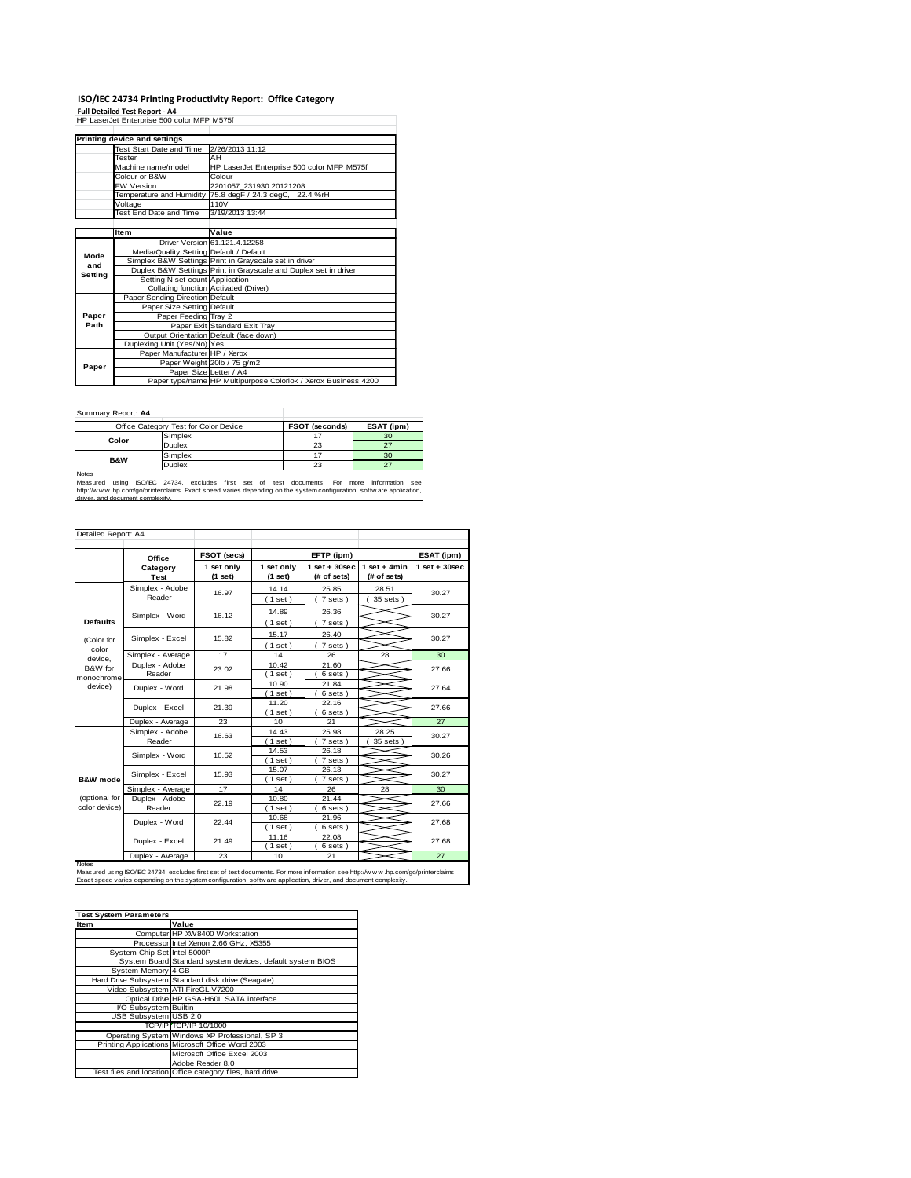# ISO/IEC 24734 Printing Productivity Report: Office Category

**Full Detailed Test Report - A4**

HP LaserJet Enterprise 500 color MFP M575f

| Printing device and settings | |
|---|---|
| Test Start Date and Time | 2/26/2013 11:12 |
| Tester | AH |
| Machine name/model | HP LaserJet Enterprise 500 color MFP M575f |
| Colour or B&W | Colour |
| FW Version | 2201057_231930 20121208 |
| Temperature and Humidity | 75.8 degF / 24.3 degC, 22.4 %rH |
| Voltage | 110V |
| Test End Date and Time | 3/19/2013 13:44 |

| | Item | Value |
|---|---|---|
| Mode and Setting | Driver Version | 61.121.4.12258 |
| | Media/Quality Setting | Default / Default |
| | Simplex B&W Settings | Print in Grayscale set in driver |
| | Duplex B&W Settings | Print in Grayscale and Duplex set in driver |
| | Setting N set count | Application |
| | Collating function | Activated (Driver) |
| Paper Path | Paper Sending Direction | Default |
| | Paper Size Setting | Default |
| | Paper Feeding | Tray 2 |
| | Paper Exit | Standard Exit Tray |
| | Output Orientation | Default (face down) |
| | Duplexing Unit (Yes/No) | Yes |
| Paper | Paper Manufacturer | HP / Xerox |
| | Paper Weight | 20lb / 75 g/m2 |
| | Paper Size | Letter / A4 |
| | Paper type/name | HP Multipurpose Colorlok / Xerox Business 4200 |

Summary Report: **A4**

| Office Category Test for Color Device | | FSOT (seconds) | ESAT (ipm) |
|---|---|---|---|
| Color | Simplex | 17 | 30 |
| | Duplex | 23 | 27 |
| B&W | Simplex | 17 | 30 |
| | Duplex | 23 | 27 |

Notes
Measured using ISO/IEC 24734, excludes first set of test documents. For more information see http://www.hp.com/go/printerclaims. Exact speed varies depending on the system configuration, software application, driver, and document complexity.

Detailed Report: A4

| | Office Category Test | FSOT (secs) 1 set only (1 set) | EFTP (ipm) 1 set only (1 set) | EFTP (ipm) 1 set + 30sec (# of sets) | EFTP (ipm) 1 set + 4min (# of sets) | ESAT (ipm) 1 set + 30sec |
|---|---|---|---|---|---|---|
| Defaults (Color for color device, B&W for monochrome device) | Simplex - Adobe Reader | 16.97 | 14.14 (1 set) | 25.85 (7 sets) | 28.51 (35 sets) | 30.27 |
| | Simplex - Word | 16.12 | 14.89 (1 set) | 26.36 (7 sets) | | 30.27 |
| | Simplex - Excel | 15.82 | 15.17 (1 set) | 26.40 (7 sets) | | 30.27 |
| | Simplex - Average | 17 | 14 | 26 | 28 | 30 |
| | Duplex - Adobe Reader | 23.02 | 10.42 (1 set) | 21.60 (6 sets) | | 27.66 |
| | Duplex - Word | 21.98 | 10.90 (1 set) | 21.84 (6 sets) | | 27.64 |
| | Duplex - Excel | 21.39 | 11.20 (1 set) | 22.16 (6 sets) | | 27.66 |
| | Duplex - Average | 23 | 10 | 21 | | 27 |
| B&W mode (optional for color device) | Simplex - Adobe Reader | 16.63 | 14.43 (1 set) | 25.98 (7 sets) | 28.25 (35 sets) | 30.27 |
| | Simplex - Word | 16.52 | 14.53 (1 set) | 26.18 (7 sets) | | 30.26 |
| | Simplex - Excel | 15.93 | 15.07 (1 set) | 26.13 (7 sets) | | 30.27 |
| | Simplex - Average | 17 | 14 | 26 | 28 | 30 |
| | Duplex - Adobe Reader | 22.19 | 10.80 (1 set) | 21.44 (6 sets) | | 27.66 |
| | Duplex - Word | 22.44 | 10.68 (1 set) | 21.96 (6 sets) | | 27.68 |
| | Duplex - Excel | 21.49 | 11.16 (1 set) | 22.08 (6 sets) | | 27.68 |
| | Duplex - Average | 23 | 10 | 21 | | 27 |

Notes
Measured using ISO/IEC 24734, excludes first set of test documents. For more information see http://www.hp.com/go/printerclaims. Exact speed varies depending on the system configuration, software application, driver, and document complexity.

| Test System Parameters | |
|---|---|
| **Item** | **Value** |
| Computer | HP XW8400 Workstation |
| Processor | Intel Xenon 2.66 GHz, X5355 |
| System Chip Set | Intel 5000P |
| System Board | Standard system devices, default system BIOS |
| System Memory | 4 GB |
| Hard Drive Subsystem | Standard disk drive (Seagate) |
| Video Subsystem | ATI FireGL V7200 |
| Optical Drive | HP GSA-H60L SATA interface |
| I/O Subsystem | Builtin |
| USB Subsystem | USB 2.0 |
| TCP/IP | TCP/IP 10/1000 |
| Operating System | Windows XP Professional, SP 3 |
| Printing Applications | Microsoft Office Word 2003 |
| | Microsoft Office Excel 2003 |
| | Adobe Reader 8.0 |
| Test files and location | Office category files, hard drive |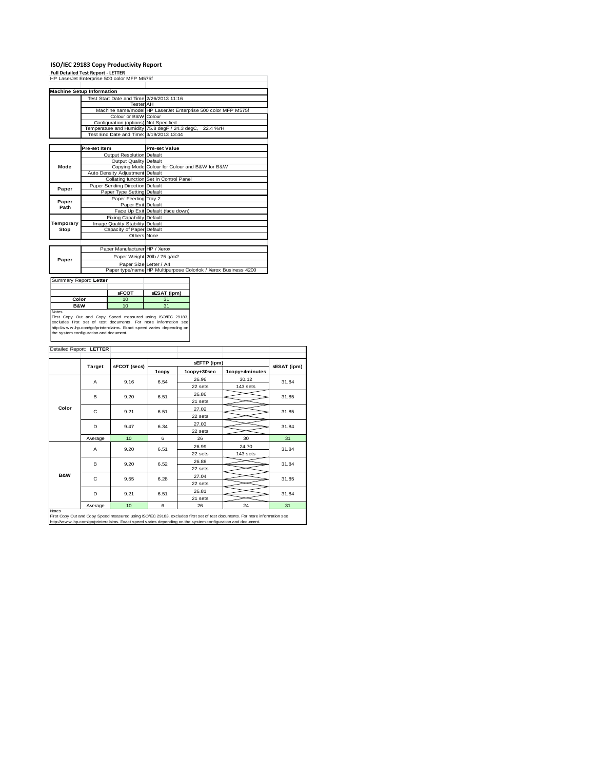# ISO/IEC 29183 Copy Productivity Report

**Full Detailed Test Report - LETTER**

HP LaserJet Enterprise 500 color MFP M575f

| Machine Setup Information | | |
|---|---|---|
| | Test Start Date and Time | 2/26/2013 11:16 |
| | Tester | AH |
| | Machine name/model | HP LaserJet Enterprise 500 color MFP M575f |
| | Colour or B&W | Colour |
| | Configuration (options) | Not Specified |
| | Temperature and Humidity | 75.8 degF / 24.3 degC, 22.4 %rH |
| | Test End Date and Time: | 3/19/2013 13:44 |

| | Pre-set Item | Pre-set Value |
|---|---|---|
| Mode | Output Resolution | Default |
| | Output Quality | Default |
| | Copying Mode | Colour for Colour and B&W for B&W |
| | Auto Density Adjustment | Default |
| | Collating function | Set in Control Panel |
| Paper | Paper Sending Direction | Default |
| | Paper Type Setting | Default |
| Paper Path | Paper Feeding | Tray 2 |
| | Paper Exit | Default |
| | Face Up Exit | Default (face down) |
| Temporary Stop | Fixing Capability | Default |
| | Image Quality Stability | Default |
| | Capacity of Paper | Default |
| | Others | None |

| | | |
|---|---|---|
| Paper | Paper Manufacturer | HP / Xerox |
| | Paper Weight | 20lb / 75 g/m2 |
| | Paper Size | Letter / A4 |
| | Paper type/name | HP Multipurpose Colorlok / Xerox Business 4200 |

Summary Report: **Letter**

| | sFCOT | sESAT (ipm) |
|---|---|---|
| Color | 10 | 31 |
| B&W | 10 | 31 |

Notes
First Copy Out and Copy Speed measured using ISO/IEC 29183, excludes first set of test documents. For more information see http://www.hp.com/go/printerclaims. Exact speed varies depending on the system configuration and document.

Detailed Report: **LETTER**

| | Target | sFCOT (secs) | sEFTP (ipm) 1copy | 1copy+30sec | 1copy+4minutes | sESAT (ipm) |
|---|---|---|---|---|---|---|
| Color | A | 9.16 | 6.54 | 26.96 / 22 sets | 30.12 / 143 sets | 31.84 |
| | B | 9.20 | 6.51 | 26.86 / 21 sets | | 31.85 |
| | C | 9.21 | 6.51 | 27.02 / 22 sets | | 31.85 |
| | D | 9.47 | 6.34 | 27.03 / 22 sets | | 31.84 |
| | Average | 10 | 6 | 26 | 30 | 31 |
| B&W | A | 9.20 | 6.51 | 26.99 / 22 sets | 24.70 / 143 sets | 31.84 |
| | B | 9.20 | 6.52 | 26.88 / 22 sets | | 31.84 |
| | C | 9.55 | 6.28 | 27.04 / 22 sets | | 31.85 |
| | D | 9.21 | 6.51 | 26.81 / 21 sets | | 31.84 |
| | Average | 10 | 6 | 26 | 24 | 31 |

Notes
First Copy Out and Copy Speed measured using ISO/IEC 29183, excludes first set of test documents. For more information see http://www.hp.com/go/printerclaims. Exact speed varies depending on the system configuration and document.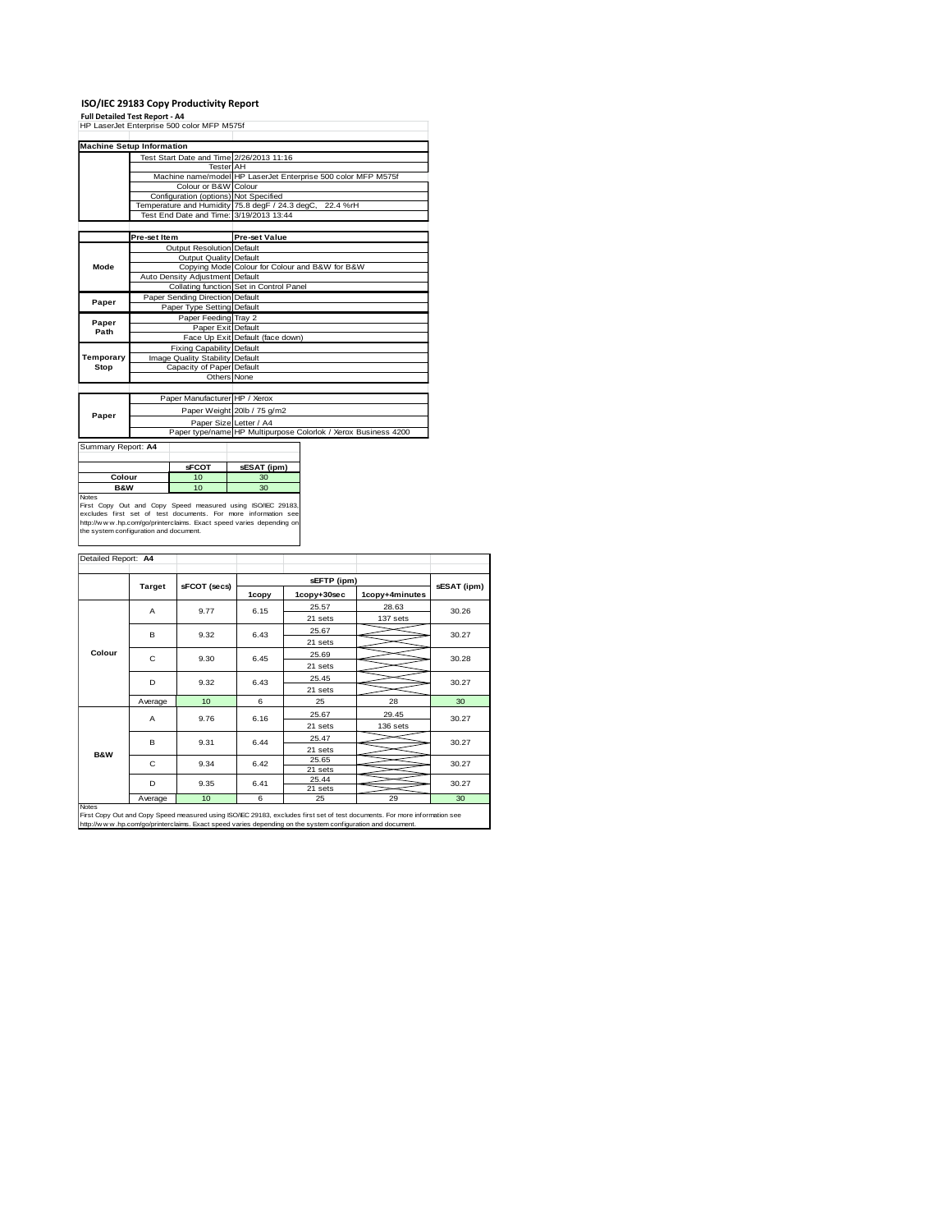# ISO/IEC 29183 Copy Productivity Report

**Full Detailed Test Report - A4**

HP LaserJet Enterprise 500 color MFP M575f

| Machine Setup Information | | |
|---|---|---|
| | Test Start Date and Time | 2/26/2013 11:16 |
| | Tester | AH |
| | Machine name/model | HP LaserJet Enterprise 500 color MFP M575f |
| | Colour or B&W | Colour |
| | Configuration (options) | Not Specified |
| | Temperature and Humidity | 75.8 degF / 24.3 degC, 22.4 %rH |
| | Test End Date and Time: | 3/19/2013 13:44 |

| | Pre-set Item | Pre-set Value |
|---|---|---|
| Mode | Output Resolution | Default |
| | Output Quality | Default |
| | Copying Mode | Colour for Colour and B&W for B&W |
| | Auto Density Adjustment | Default |
| | Collating function | Set in Control Panel |
| Paper | Paper Sending Direction | Default |
| | Paper Type Setting | Default |
| Paper Path | Paper Feeding | Tray 2 |
| | Paper Exit | Default |
| | Face Up Exit | Default (face down) |
| Temporary Stop | Fixing Capability | Default |
| | Image Quality Stability | Default |
| | Capacity of Paper | Default |
| | Others | None |

| | | |
|---|---|---|
| Paper | Paper Manufacturer | HP / Xerox |
| | Paper Weight | 20lb / 75 g/m2 |
| | Paper Size | Letter / A4 |
| | Paper type/name | HP Multipurpose Colorlok / Xerox Business 4200 |

Summary Report: **A4**

| | sFCOT | sESAT (ipm) |
|---|---|---|
| Colour | 10 | 30 |
| B&W | 10 | 30 |

Notes
First Copy Out and Copy Speed measured using ISO/IEC 29183, excludes first set of test documents. For more information see http://www.hp.com/go/printerclaims. Exact speed varies depending on the system configuration and document.

Detailed Report: **A4**

| | Target | sFCOT (secs) | sEFTP (ipm) 1copy | sEFTP (ipm) 1copy+30sec | sEFTP (ipm) 1copy+4minutes | sESAT (ipm) |
|---|---|---|---|---|---|---|
| Colour | A | 9.77 | 6.15 | 25.57 / 21 sets | 28.63 / 137 sets | 30.26 |
| | B | 9.32 | 6.43 | 25.67 / 21 sets | | 30.27 |
| | C | 9.30 | 6.45 | 25.69 / 21 sets | | 30.28 |
| | D | 9.32 | 6.43 | 25.45 / 21 sets | | 30.27 |
| | Average | 10 | 6 | 25 | 28 | 30 |
| B&W | A | 9.76 | 6.16 | 25.67 / 21 sets | 29.45 / 136 sets | 30.27 |
| | B | 9.31 | 6.44 | 25.47 / 21 sets | | 30.27 |
| | C | 9.34 | 6.42 | 25.65 / 21 sets | | 30.27 |
| | D | 9.35 | 6.41 | 25.44 / 21 sets | | 30.27 |
| | Average | 10 | 6 | 25 | 29 | 30 |

Notes
First Copy Out and Copy Speed measured using ISO/IEC 29183, excludes first set of test documents. For more information see http://www.hp.com/go/printerclaims. Exact speed varies depending on the system configuration and document.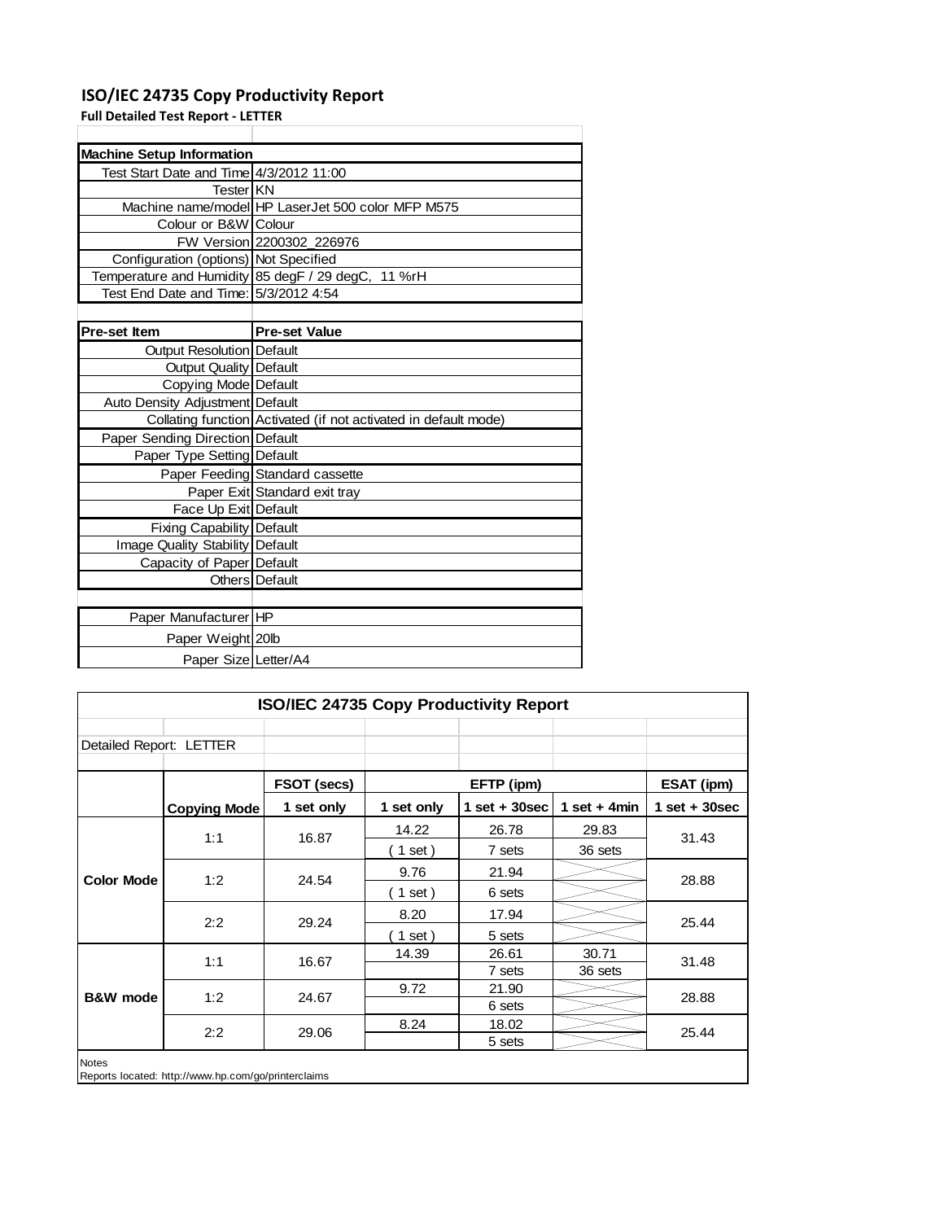## ISO/IEC 24735 Copy Productivity Report

**Full Detailed Test Report - LETTER**

| Machine Setup Information | |
|---|---|
| Test Start Date and Time | 4/3/2012 11:00 |
| Tester | KN |
| Machine name/model | HP LaserJet 500 color MFP M575 |
| Colour or B&W | Colour |
| FW Version | 2200302_226976 |
| Configuration (options) | Not Specified |
| Temperature and Humidity | 85 degF / 29 degC, 11 %rH |
| Test End Date and Time: | 5/3/2012 4:54 |

| Pre-set Item | Pre-set Value |
|---|---|
| Output Resolution | Default |
| Output Quality | Default |
| Copying Mode | Default |
| Auto Density Adjustment | Default |
| Collating function | Activated (if not activated in default mode) |
| Paper Sending Direction | Default |
| Paper Type Setting | Default |
| Paper Feeding | Standard cassette |
| Paper Exit | Standard exit tray |
| Face Up Exit | Default |
| Fixing Capability | Default |
| Image Quality Stability | Default |
| Capacity of Paper | Default |
| Others | Default |

| | |
|---|---|
| Paper Manufacturer | HP |
| Paper Weight | 20lb |
| Paper Size | Letter/A4 |

**ISO/IEC 24735 Copy Productivity Report**

Detailed Report: LETTER

| | | FSOT (secs) | EFTP (ipm) | | | ESAT (ipm) |
|---|---|---|---|---|---|---|
| | **Copying Mode** | **1 set only** | **1 set only** | **1 set + 30sec** | **1 set + 4min** | **1 set + 30sec** |
| **Color Mode** | 1:1 | 16.87 | 14.22 | 26.78 | 29.83 | 31.43 |
| | | | ( 1 set ) | 7 sets | 36 sets | |
| | 1:2 | 24.54 | 9.76 | 21.94 | | 28.88 |
| | | | ( 1 set ) | 6 sets | | |
| | 2:2 | 29.24 | 8.20 | 17.94 | | 25.44 |
| | | | ( 1 set ) | 5 sets | | |
| **B&W mode** | 1:1 | 16.67 | 14.39 | 26.61 | 30.71 | 31.48 |
| | | | | 7 sets | 36 sets | |
| | 1:2 | 24.67 | 9.72 | 21.90 | | 28.88 |
| | | | | 6 sets | | |
| | 2:2 | 29.06 | 8.24 | 18.02 | | 25.44 |
| | | | | 5 sets | | |

Notes

Reports located: http://www.hp.com/go/printerclaims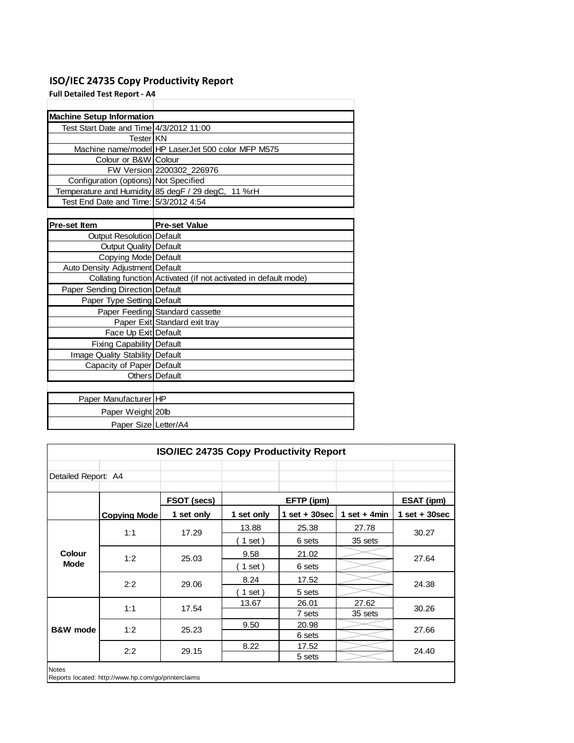# ISO/IEC 24735 Copy Productivity Report

**Full Detailed Test Report - A4**

| Machine Setup Information | |
|---|---|
| Test Start Date and Time | 4/3/2012 11:00 |
| Tester | KN |
| Machine name/model | HP LaserJet 500 color MFP M575 |
| Colour or B&W | Colour |
| FW Version | 2200302_226976 |
| Configuration (options) | Not Specified |
| Temperature and Humidity | 85 degF / 29 degC, 11 %rH |
| Test End Date and Time: | 5/3/2012 4:54 |

| Pre-set Item | Pre-set Value |
|---|---|
| Output Resolution | Default |
| Output Quality | Default |
| Copying Mode | Default |
| Auto Density Adjustment | Default |
| Collating function | Activated (if not activated in default mode) |
| Paper Sending Direction | Default |
| Paper Type Setting | Default |
| Paper Feeding | Standard cassette |
| Paper Exit | Standard exit tray |
| Face Up Exit | Default |
| Fixing Capability | Default |
| Image Quality Stability | Default |
| Capacity of Paper | Default |
| Others | Default |

| | |
|---|---|
| Paper Manufacturer | HP |
| Paper Weight | 20lb |
| Paper Size | Letter/A4 |

**ISO/IEC 24735 Copy Productivity Report**

Detailed Report: A4

| | | FSOT (secs) | EFTP (ipm) | | | ESAT (ipm) |
|---|---|---|---|---|---|---|
| | **Copying Mode** | **1 set only** | **1 set only** | **1 set + 30sec** | **1 set + 4min** | **1 set + 30sec** |
| **Colour Mode** | 1:1 | 17.29 | 13.88 | 25.38 | 27.78 | 30.27 |
| | | | ( 1 set ) | 6 sets | 35 sets | |
| | 1:2 | 25.03 | 9.58 | 21.02 | | 27.64 |
| | | | ( 1 set ) | 6 sets | | |
| | 2:2 | 29.06 | 8.24 | 17.52 | | 24.38 |
| | | | ( 1 set ) | 5 sets | | |
| **B&W mode** | 1:1 | 17.54 | 13.67 | 26.01 | 27.62 | 30.26 |
| | | | | 7 sets | 35 sets | |
| | 1:2 | 25.23 | 9.50 | 20.98 | | 27.66 |
| | | | | 6 sets | | |
| | 2:2 | 29.15 | 8.22 | 17.52 | | 24.40 |
| | | | | 5 sets | | |

Notes

Reports located: http://www.hp.com/go/printerclaims